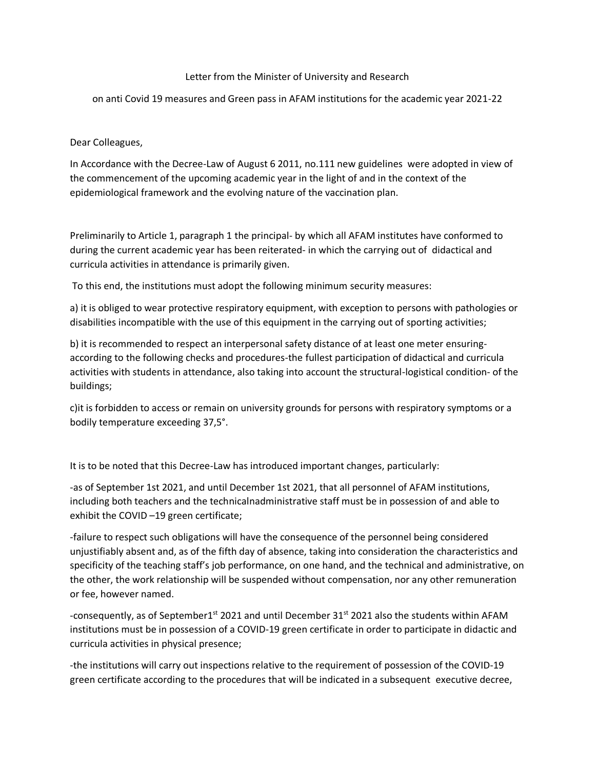Letter from the Minister of University and Research

on anti Covid 19 measures and Green pass in AFAM institutions for the academic year 2021-22

Dear Colleagues,

In Accordance with the Decree-Law of August 6 2011, no.111 new guidelines were adopted in view of the commencement of the upcoming academic year in the light of and in the context of the epidemiological framework and the evolving nature of the vaccination plan.

Preliminarily to Article 1, paragraph 1 the principal- by which all AFAM institutes have conformed to during the current academic year has been reiterated- in which the carrying out of didactical and curricula activities in attendance is primarily given.

To this end, the institutions must adopt the following minimum security measures:

a) it is obliged to wear protective respiratory equipment, with exception to persons with pathologies or disabilities incompatible with the use of this equipment in the carrying out of sporting activities;

b) it is recommended to respect an interpersonal safety distance of at least one meter ensuring- according to the following checks and procedures-the fullest participation of didactical and curricula activities with students in attendance, also taking into account the structural-logistical condition- of the buildings;

c)it is forbidden to access or remain on university grounds for persons with respiratory symptoms or a bodily temperature exceeding 37,5°.

It is to be noted that this Decree-Law has introduced important changes, particularly:

-as of September 1st 2021, and until December 1st 2021, that all personnel of AFAM institutions, including both teachers and the technicalnadministrative staff must be in possession of and able to exhibit the COVID –19 green certificate;

-failure to respect such obligations will have the consequence of the personnel being considered unjustifiably absent and, as of the fifth day of absence, taking into consideration the characteristics and specificity of the teaching staff's job performance, on one hand, and the technical and administrative, on the other, the work relationship will be suspended without compensation, nor any other remuneration or fee, however named.

-consequently, as of September1st 2021 and until December 31st 2021 also the students within AFAM institutions must be in possession of a COVID-19 green certificate in order to participate in didactic and curricula activities in physical presence;

-the institutions will carry out inspections relative to the requirement of possession of the COVID-19 green certificate according to the procedures that will be indicated in a subsequent executive decree,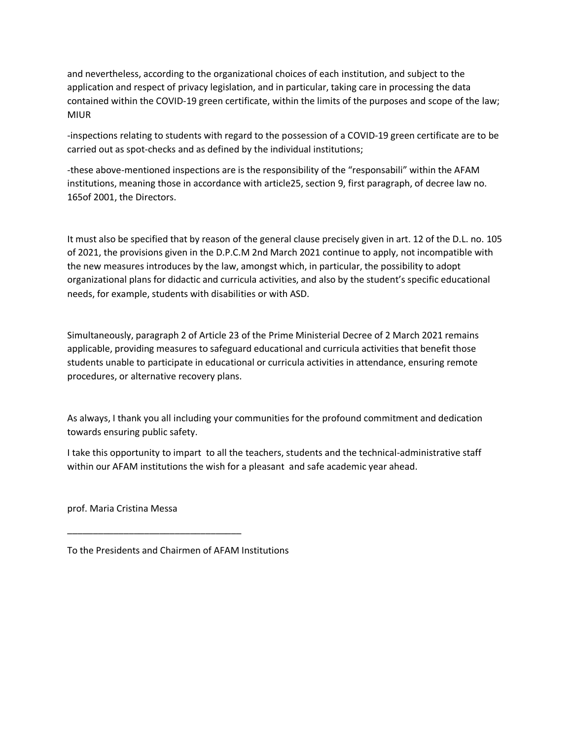and nevertheless, according to the organizational choices of each institution, and subject to the application and respect of privacy legislation, and in particular, taking care in processing the data contained within the COVID-19 green certificate, within the limits of the purposes and scope of the law; MIUR

-inspections relating to students with regard to the possession of a COVID-19 green certificate are to be carried out as spot-checks and as defined by the individual institutions;

-these above-mentioned inspections are is the responsibility of the "responsabili" within the AFAM institutions, meaning those in accordance with article25, section 9, first paragraph, of decree law no. 165of 2001, the Directors.

It must also be specified that by reason of the general clause precisely given in art. 12 of the D.L. no. 105 of 2021, the provisions given in the D.P.C.M 2nd March 2021 continue to apply, not incompatible with the new measures introduces by the law, amongst which, in particular, the possibility to adopt organizational plans for didactic and curricula activities, and also by the student's specific educational needs, for example, students with disabilities or with ASD.

Simultaneously, paragraph 2 of Article 23 of the Prime Ministerial Decree of 2 March 2021 remains applicable, providing measures to safeguard educational and curricula activities that benefit those students unable to participate in educational or curricula activities in attendance, ensuring remote procedures, or alternative recovery plans.

As always, I thank you all including your communities for the profound commitment and dedication towards ensuring public safety.

I take this opportunity to impart to all the teachers, students and the technical-administrative staff within our AFAM institutions the wish for a pleasant and safe academic year ahead.

prof. Maria Cristina Messa

---

To the Presidents and Chairmen of AFAM Institutions